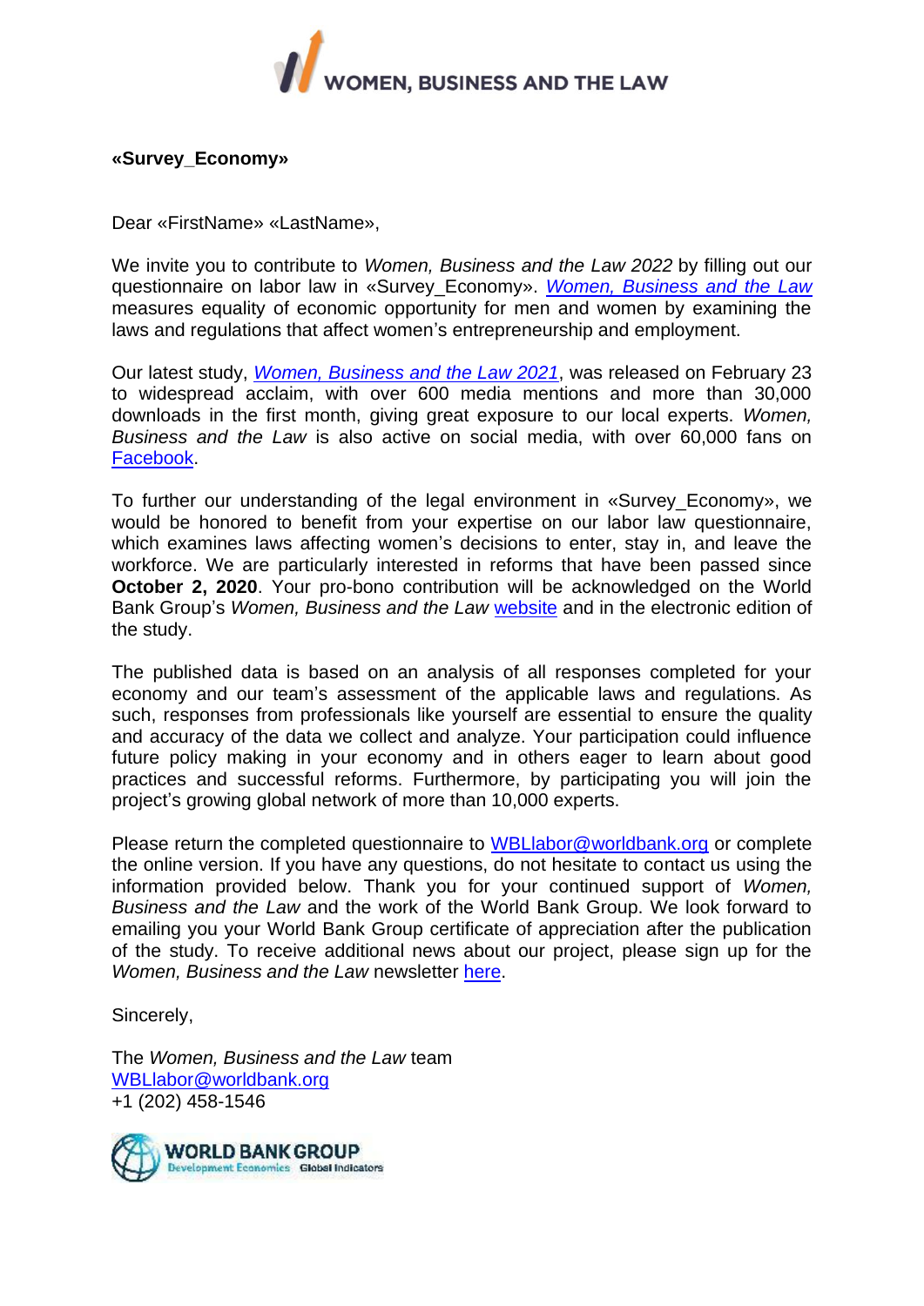WOMEN, BUSINESS AND THE LAW

**«Survey_Economy»**

Dear «FirstName» «LastName»,

We invite you to contribute to *Women, Business and the Law 2022* by filling out our questionnaire on labor law in «Survey_Economy». *Women, Business and the Law* measures equality of economic opportunity for men and women by examining the laws and regulations that affect women's entrepreneurship and employment.

Our latest study, *Women, Business and the Law 2021*, was released on February 23 to widespread acclaim, with over 600 media mentions and more than 30,000 downloads in the first month, giving great exposure to our local experts. *Women, Business and the Law* is also active on social media, with over 60,000 fans on Facebook.

To further our understanding of the legal environment in «Survey_Economy», we would be honored to benefit from your expertise on our labor law questionnaire, which examines laws affecting women's decisions to enter, stay in, and leave the workforce. We are particularly interested in reforms that have been passed since **October 2, 2020**. Your pro-bono contribution will be acknowledged on the World Bank Group's *Women, Business and the Law* website and in the electronic edition of the study.

The published data is based on an analysis of all responses completed for your economy and our team's assessment of the applicable laws and regulations. As such, responses from professionals like yourself are essential to ensure the quality and accuracy of the data we collect and analyze. Your participation could influence future policy making in your economy and in others eager to learn about good practices and successful reforms. Furthermore, by participating you will join the project's growing global network of more than 10,000 experts.

Please return the completed questionnaire to WBLlabor@worldbank.org or complete the online version. If you have any questions, do not hesitate to contact us using the information provided below. Thank you for your continued support of *Women, Business and the Law* and the work of the World Bank Group. We look forward to emailing you your World Bank Group certificate of appreciation after the publication of the study. To receive additional news about our project, please sign up for the *Women, Business and the Law* newsletter here.

Sincerely,

The *Women, Business and the Law* team
WBLlabor@worldbank.org
+1 (202) 458-1546

WORLD BANK GROUP
Development Economics Global Indicators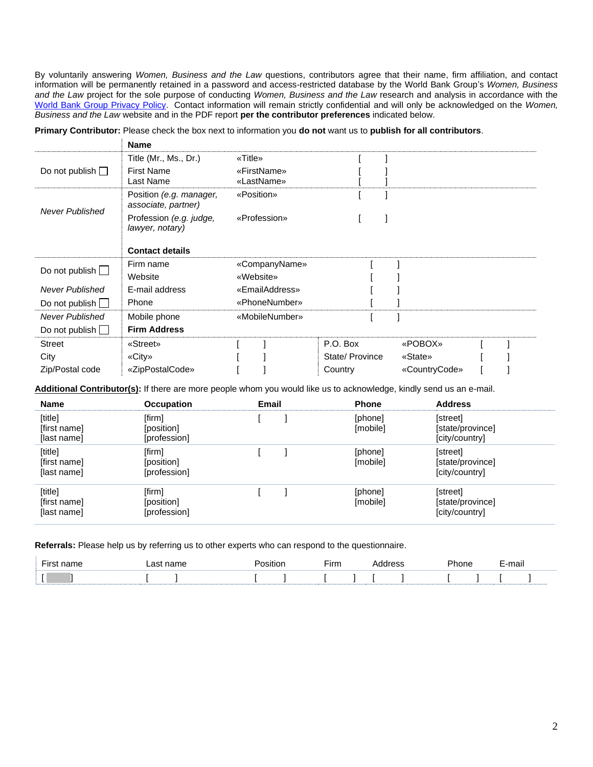By voluntarily answering *Women, Business and the Law* questions, contributors agree that their name, firm affiliation, and contact information will be permanently retained in a password and access-restricted database by the World Bank Group's *Women, Business and the Law* project for the sole purpose of conducting *Women, Business and the Law* research and analysis in accordance with the World Bank Group Privacy Policy. Contact information will remain strictly confidential and will only be acknowledged on the *Women, Business and the Law* website and in the PDF report **per the contributor preferences** indicated below.

**Primary Contributor:** Please check the box next to information you **do not** want us to **publish for all contributors**.

| | **Name** | | | | | |
|---|---|---|---|---|---|---|
| Do not publish ☐ | Title (Mr., Ms., Dr.) | «Title» | [ ] | | | |
| | First Name | «FirstName» | [ ] | | | |
| | Last Name | «LastName» | [ ] | | | |
| *Never Published* | Position *(e.g. manager, associate, partner)* | «Position» | [ ] | | | |
| | Profession *(e.g. judge, lawyer, notary)* | «Profession» | [ ] | | | |
| | **Contact details** | | | | | |
| Do not publish ☐ | Firm name | «CompanyName» | [ ] | | | |
| | Website | «Website» | [ ] | | | |
| *Never Published* | E-mail address | «EmailAddress» | [ ] | | | |
| Do not publish ☐ | Phone | «PhoneNumber» | [ ] | | | |
| *Never Published* | Mobile phone | «MobileNumber» | [ ] | | | |
| Do not publish ☐ | **Firm Address** | | | | | |
| Street | «Street» | [ ] | P.O. Box | «POBOX» | [ ] | |
| City | «City» | [ ] | State/ Province | «State» | [ ] | |
| Zip/Postal code | «ZipPostalCode» | [ ] | Country | «CountryCode» | [ ] | |

**Additional Contributor(s):** If there are more people whom you would like us to acknowledge, kindly send us an e-mail.

| Name | Occupation | Email | Phone | Address |
|---|---|---|---|---|
| [title]<br>[first name]<br>[last name] | [firm]<br>[position]<br>[profession] | [ ] | [phone]<br>[mobile] | [street]<br>[state/province]<br>[city/country] |
| [title]<br>[first name]<br>[last name] | [firm]<br>[position]<br>[profession] | [ ] | [phone]<br>[mobile] | [street]<br>[state/province]<br>[city/country] |
| [title]<br>[first name]<br>[last name] | [firm]<br>[position]<br>[profession] | [ ] | [phone]<br>[mobile] | [street]<br>[state/province]<br>[city/country] |

**Referrals:** Please help us by referring us to other experts who can respond to the questionnaire.

| First name | Last name | Position | Firm | Address | Phone | E-mail |
|---|---|---|---|---|---|---|
| [ ] | [ ] | [ ] | [ ] | [ ] | [ ] | [ ] |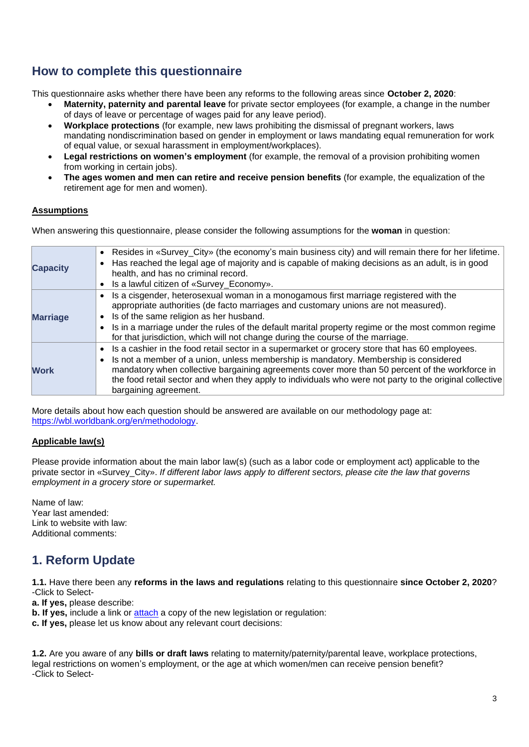## How to complete this questionnaire

This questionnaire asks whether there have been any reforms to the following areas since **October 2, 2020**:

- **Maternity, paternity and parental leave** for private sector employees (for example, a change in the number of days of leave or percentage of wages paid for any leave period).
- **Workplace protections** (for example, new laws prohibiting the dismissal of pregnant workers, laws mandating nondiscrimination based on gender in employment or laws mandating equal remuneration for work of equal value, or sexual harassment in employment/workplaces).
- **Legal restrictions on women's employment** (for example, the removal of a provision prohibiting women from working in certain jobs).
- **The ages women and men can retire and receive pension benefits** (for example, the equalization of the retirement age for men and women).

**<u>Assumptions</u>**

When answering this questionnaire, please consider the following assumptions for the **woman** in question:

| | |
|---|---|
| **Capacity** | • Resides in «Survey_City» (the economy's main business city) and will remain there for her lifetime.<br>• Has reached the legal age of majority and is capable of making decisions as an adult, is in good health, and has no criminal record.<br>• Is a lawful citizen of «Survey_Economy». |
| **Marriage** | • Is a cisgender, heterosexual woman in a monogamous first marriage registered with the appropriate authorities (de facto marriages and customary unions are not measured).<br>• Is of the same religion as her husband.<br>• Is in a marriage under the rules of the default marital property regime or the most common regime for that jurisdiction, which will not change during the course of the marriage. |
| **Work** | • Is a cashier in the food retail sector in a supermarket or grocery store that has 60 employees.<br>• Is not a member of a union, unless membership is mandatory. Membership is considered mandatory when collective bargaining agreements cover more than 50 percent of the workforce in the food retail sector and when they apply to individuals who were not party to the original collective bargaining agreement. |

More details about how each question should be answered are available on our methodology page at: [https://wbl.worldbank.org/en/methodology](https://wbl.worldbank.org/en/methodology).

**<u>Applicable law(s)</u>**

Please provide information about the main labor law(s) (such as a labor code or employment act) applicable to the private sector in «Survey_City». *If different labor laws apply to different sectors, please cite the law that governs employment in a grocery store or supermarket.*

Name of law:
Year last amended:
Link to website with law:
Additional comments:

## 1. Reform Update

**1.1.** Have there been any **reforms in the laws and regulations** relating to this questionnaire **since October 2, 2020**?
-Click to Select-

**a. If yes,** please describe:
**b. If yes,** include a link or attach a copy of the new legislation or regulation:
**c. If yes,** please let us know about any relevant court decisions:

**1.2.** Are you aware of any **bills or draft laws** relating to maternity/paternity/parental leave, workplace protections, legal restrictions on women's employment, or the age at which women/men can receive pension benefit?
-Click to Select-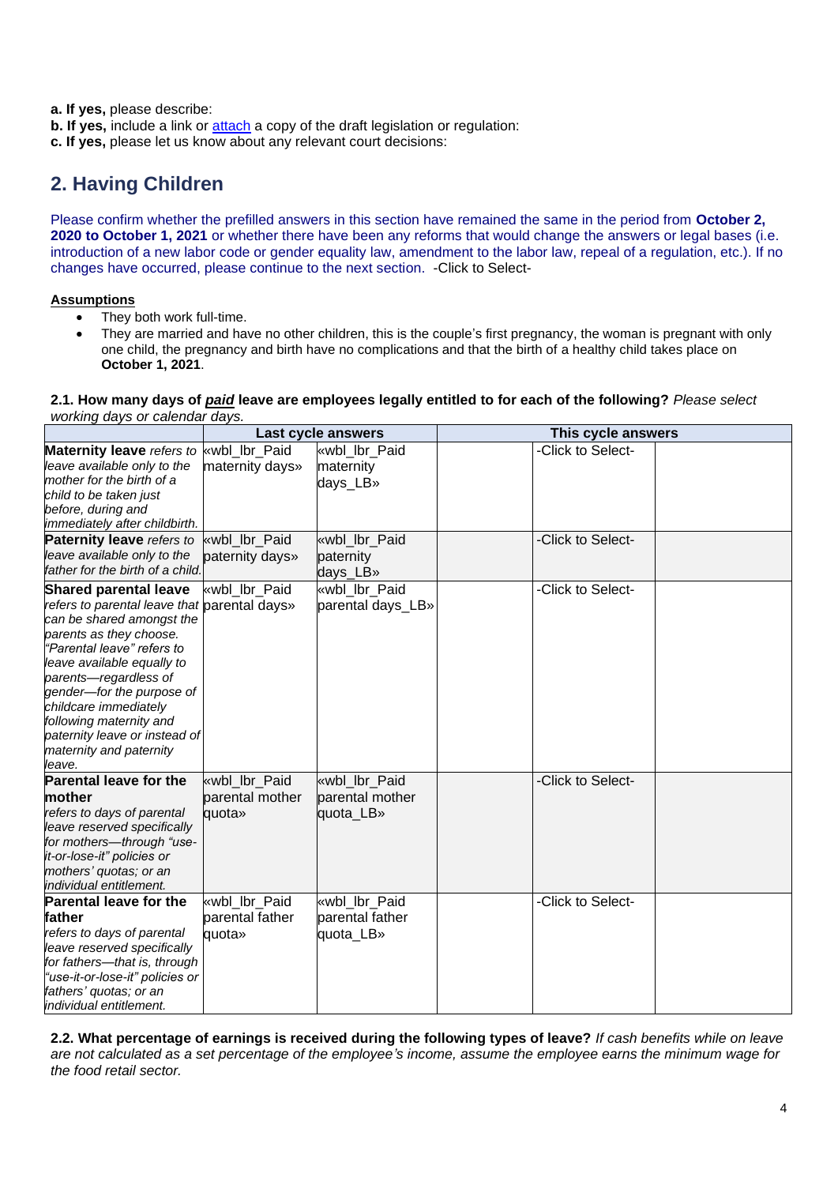**a. If yes,** please describe:
**b. If yes,** include a link or [attach](attach) a copy of the draft legislation or regulation:
**c. If yes,** please let us know about any relevant court decisions:

## 2. Having Children

Please confirm whether the prefilled answers in this section have remained the same in the period from **October 2, 2020 to October 1, 2021** or whether there have been any reforms that would change the answers or legal bases (i.e. introduction of a new labor code or gender equality law, amendment to the labor law, repeal of a regulation, etc.). If no changes have occurred, please continue to the next section. -Click to Select-

**Assumptions**

- They both work full-time.
- They are married and have no other children, this is the couple's first pregnancy, the woman is pregnant with only one child, the pregnancy and birth have no complications and that the birth of a healthy child takes place on **October 1, 2021**.

**2.1. How many days of *paid* leave are employees legally entitled to for each of the following?** *Please select working days or calendar days.*

| | Last cycle answers | | This cycle answers | | |
|---|---|---|---|---|---|
| **Maternity leave** *refers to leave available only to the mother for the birth of a child to be taken just before, during and immediately after childbirth.* | «wbl_lbr_Paid maternity days» | «wbl_lbr_Paid maternity days_LB» | | -Click to Select- | |
| **Paternity leave** *refers to leave available only to the father for the birth of a child.* | «wbl_lbr_Paid paternity days» | «wbl_lbr_Paid paternity days_LB» | | -Click to Select- | |
| **Shared parental leave** *refers to parental leave that can be shared amongst the parents as they choose. "Parental leave" refers to leave available equally to parents—regardless of gender—for the purpose of childcare immediately following maternity and paternity leave or instead of maternity and paternity leave.* | «wbl_lbr_Paid parental days» | «wbl_lbr_Paid parental days_LB» | | -Click to Select- | |
| **Parental leave for the mother** *refers to days of parental leave reserved specifically for mothers—through "use-it-or-lose-it" policies or mothers' quotas; or an individual entitlement.* | «wbl_lbr_Paid parental mother quota» | «wbl_lbr_Paid parental mother quota_LB» | | -Click to Select- | |
| **Parental leave for the father** *refers to days of parental leave reserved specifically for fathers—that is, through "use-it-or-lose-it" policies or fathers' quotas; or an individual entitlement.* | «wbl_lbr_Paid parental father quota» | «wbl_lbr_Paid parental father quota_LB» | | -Click to Select- | |

**2.2. What percentage of earnings is received during the following types of leave?** *If cash benefits while on leave are not calculated as a set percentage of the employee's income, assume the employee earns the minimum wage for the food retail sector.*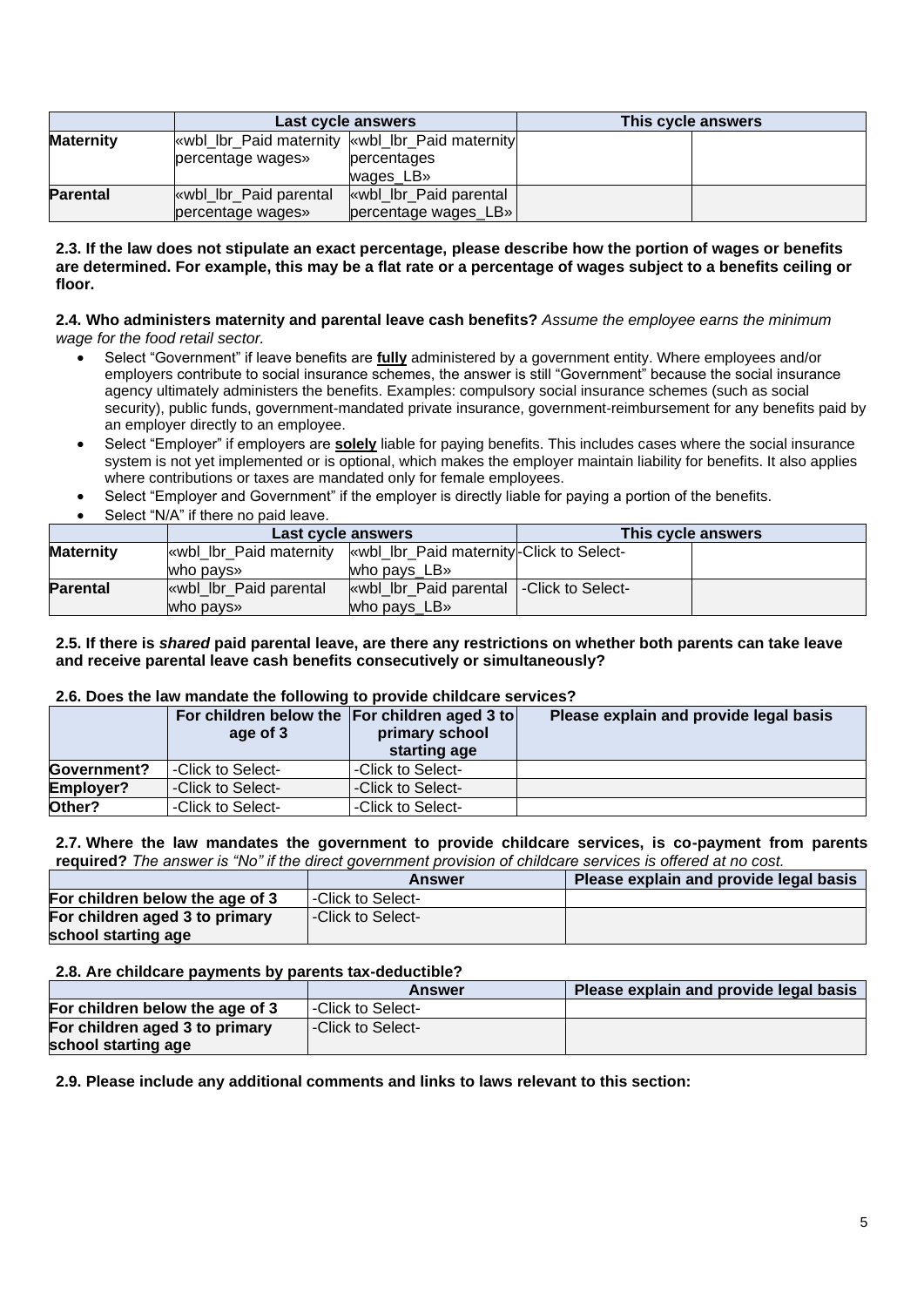| | Last cycle answers | | This cycle answers | |
|---|---|---|---|---|
| **Maternity** | «wbl_lbr_Paid maternity percentage wages» | «wbl_lbr_Paid maternity percentages wages_LB» | | |
| **Parental** | «wbl_lbr_Paid parental percentage wages» | «wbl_lbr_Paid parental percentage wages_LB» | | |

**2.3. If the law does not stipulate an exact percentage, please describe how the portion of wages or benefits are determined. For example, this may be a flat rate or a percentage of wages subject to a benefits ceiling or floor.**

**2.4. Who administers maternity and parental leave cash benefits?** *Assume the employee earns the minimum wage for the food retail sector.*

- Select "Government" if leave benefits are **fully** administered by a government entity. Where employees and/or employers contribute to social insurance schemes, the answer is still "Government" because the social insurance agency ultimately administers the benefits. Examples: compulsory social insurance schemes (such as social security), public funds, government-mandated private insurance, government-reimbursement for any benefits paid by an employer directly to an employee.
- Select "Employer" if employers are **solely** liable for paying benefits. This includes cases where the social insurance system is not yet implemented or is optional, which makes the employer maintain liability for benefits. It also applies where contributions or taxes are mandated only for female employees.
- Select "Employer and Government" if the employer is directly liable for paying a portion of the benefits.
- Select "N/A" if there no paid leave.

| | Last cycle answers | | This cycle answers | |
|---|---|---|---|---|
| **Maternity** | «wbl_lbr_Paid maternity who pays» | «wbl_lbr_Paid maternity who pays_LB» | -Click to Select- | |
| **Parental** | «wbl_lbr_Paid parental who pays» | «wbl_lbr_Paid parental who pays_LB» | -Click to Select- | |

**2.5. If there is *shared* paid parental leave, are there any restrictions on whether both parents can take leave and receive parental leave cash benefits consecutively or simultaneously?**

**2.6. Does the law mandate the following to provide childcare services?**

| | For children below the age of 3 | For children aged 3 to primary school starting age | Please explain and provide legal basis |
|---|---|---|---|
| **Government?** | -Click to Select- | -Click to Select- | |
| **Employer?** | -Click to Select- | -Click to Select- | |
| **Other?** | -Click to Select- | -Click to Select- | |

**2.7. Where the law mandates the government to provide childcare services, is co-payment from parents required?** *The answer is "No" if the direct government provision of childcare services is offered at no cost.*

| | Answer | Please explain and provide legal basis |
|---|---|---|
| **For children below the age of 3** | -Click to Select- | |
| **For children aged 3 to primary school starting age** | -Click to Select- | |

**2.8. Are childcare payments by parents tax-deductible?**

| | Answer | Please explain and provide legal basis |
|---|---|---|
| **For children below the age of 3** | -Click to Select- | |
| **For children aged 3 to primary school starting age** | -Click to Select- | |

**2.9. Please include any additional comments and links to laws relevant to this section:**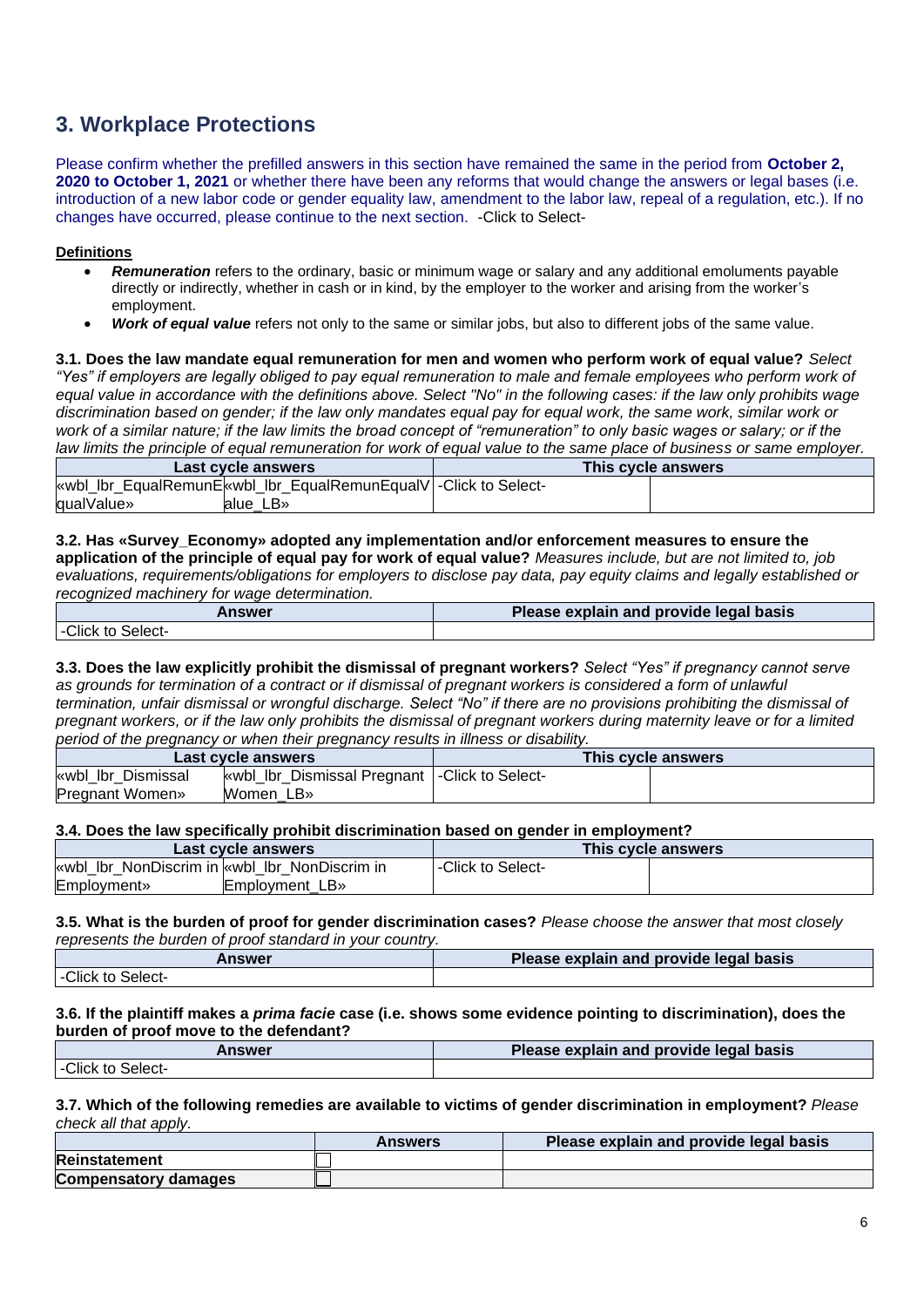## 3. Workplace Protections

Please confirm whether the prefilled answers in this section have remained the same in the period from **October 2, 2020 to October 1, 2021** or whether there have been any reforms that would change the answers or legal bases (i.e. introduction of a new labor code or gender equality law, amendment to the labor law, repeal of a regulation, etc.). If no changes have occurred, please continue to the next section. -Click to Select-

**Definitions**

- ***Remuneration*** refers to the ordinary, basic or minimum wage or salary and any additional emoluments payable directly or indirectly, whether in cash or in kind, by the employer to the worker and arising from the worker's employment.
- ***Work of equal value*** refers not only to the same or similar jobs, but also to different jobs of the same value.

**3.1. Does the law mandate equal remuneration for men and women who perform work of equal value?** *Select "Yes" if employers are legally obliged to pay equal remuneration to male and female employees who perform work of equal value in accordance with the definitions above. Select "No" in the following cases: if the law only prohibits wage discrimination based on gender; if the law only mandates equal pay for equal work, the same work, similar work or work of a similar nature; if the law limits the broad concept of "remuneration" to only basic wages or salary; or if the law limits the principle of equal remuneration for work of equal value to the same place of business or same employer.*

| Last cycle answers | | This cycle answers | |
|---|---|---|---|
| «wbl_lbr_EqualRemunEqualValue» | «wbl_lbr_EqualRemunEqualValue_LB» | -Click to Select- | |

**3.2. Has «Survey_Economy» adopted any implementation and/or enforcement measures to ensure the application of the principle of equal pay for work of equal value?** *Measures include, but are not limited to, job evaluations, requirements/obligations for employers to disclose pay data, pay equity claims and legally established or recognized machinery for wage determination.*

| Answer | Please explain and provide legal basis |
|---|---|
| -Click to Select- | |

**3.3. Does the law explicitly prohibit the dismissal of pregnant workers?** *Select "Yes" if pregnancy cannot serve as grounds for termination of a contract or if dismissal of pregnant workers is considered a form of unlawful termination, unfair dismissal or wrongful discharge. Select "No" if there are no provisions prohibiting the dismissal of pregnant workers, or if the law only prohibits the dismissal of pregnant workers during maternity leave or for a limited period of the pregnancy or when their pregnancy results in illness or disability.*

| Last cycle answers | | This cycle answers | |
|---|---|---|---|
| «wbl_lbr_Dismissal Pregnant Women» | «wbl_lbr_Dismissal Pregnant Women_LB» | -Click to Select- | |

**3.4. Does the law specifically prohibit discrimination based on gender in employment?**

| Last cycle answers | | This cycle answers | |
|---|---|---|---|
| «wbl_lbr_NonDiscrim in Employment» | «wbl_lbr_NonDiscrim in Employment_LB» | -Click to Select- | |

**3.5. What is the burden of proof for gender discrimination cases?** *Please choose the answer that most closely represents the burden of proof standard in your country.*

| Answer | Please explain and provide legal basis |
|---|---|
| -Click to Select- | |

**3.6. If the plaintiff makes a *prima facie* case (i.e. shows some evidence pointing to discrimination), does the burden of proof move to the defendant?**

| Answer | Please explain and provide legal basis |
|---|---|
| -Click to Select- | |

**3.7. Which of the following remedies are available to victims of gender discrimination in employment?** *Please check all that apply.*

| | Answers | Please explain and provide legal basis |
|---|---|---|
| **Reinstatement** | ☐ | |
| **Compensatory damages** | ☐ | |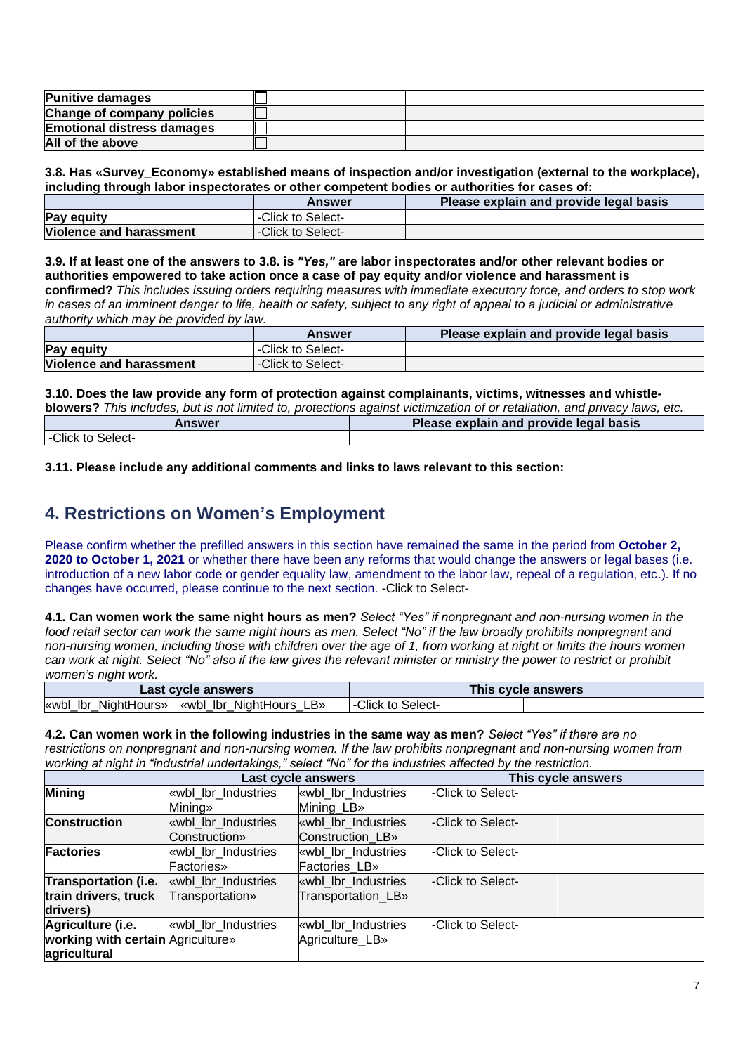| Punitive damages | ☐ | |
|---|---|---|
| Change of company policies | ☐ | |
| Emotional distress damages | ☐ | |
| All of the above | ☐ | |

**3.8. Has «Survey_Economy» established means of inspection and/or investigation (external to the workplace), including through labor inspectorates or other competent bodies or authorities for cases of:**

| | Answer | Please explain and provide legal basis |
|---|---|---|
| **Pay equity** | -Click to Select- | |
| **Violence and harassment** | -Click to Select- | |

**3.9. If at least one of the answers to 3.8. is *"Yes,"* are labor inspectorates and/or other relevant bodies or authorities empowered to take action once a case of pay equity and/or violence and harassment is confirmed?** *This includes issuing orders requiring measures with immediate executory force, and orders to stop work in cases of an imminent danger to life, health or safety, subject to any right of appeal to a judicial or administrative authority which may be provided by law.*

| | Answer | Please explain and provide legal basis |
|---|---|---|
| **Pay equity** | -Click to Select- | |
| **Violence and harassment** | -Click to Select- | |

**3.10. Does the law provide any form of protection against complainants, victims, witnesses and whistle-blowers?** *This includes, but is not limited to, protections against victimization of or retaliation, and privacy laws, etc.*

| Answer | Please explain and provide legal basis |
|---|---|
| -Click to Select- | |

**3.11. Please include any additional comments and links to laws relevant to this section:**

## 4. Restrictions on Women's Employment

Please confirm whether the prefilled answers in this section have remained the same in the period from **October 2, 2020 to October 1, 2021** or whether there have been any reforms that would change the answers or legal bases (i.e. introduction of a new labor code or gender equality law, amendment to the labor law, repeal of a regulation, etc.). If no changes have occurred, please continue to the next section. -Click to Select-

**4.1. Can women work the same night hours as men?** *Select "Yes" if nonpregnant and non-nursing women in the food retail sector can work the same night hours as men. Select "No" if the law broadly prohibits nonpregnant and non-nursing women, including those with children over the age of 1, from working at night or limits the hours women can work at night. Select "No" also if the law gives the relevant minister or ministry the power to restrict or prohibit women's night work.*

| Last cycle answers | | This cycle answers | |
|---|---|---|---|
| «wbl_lbr_NightHours» | «wbl_lbr_NightHours_LB» | -Click to Select- | |

**4.2. Can women work in the following industries in the same way as men?** *Select "Yes" if there are no restrictions on nonpregnant and non-nursing women. If the law prohibits nonpregnant and non-nursing women from working at night in "industrial undertakings," select "No" for the industries affected by the restriction.*

| | Last cycle answers | | This cycle answers | |
|---|---|---|---|---|
| **Mining** | «wbl_lbr_Industries Mining» | «wbl_lbr_Industries Mining_LB» | -Click to Select- | |
| **Construction** | «wbl_lbr_Industries Construction» | «wbl_lbr_Industries Construction_LB» | -Click to Select- | |
| **Factories** | «wbl_lbr_Industries Factories» | «wbl_lbr_Industries Factories_LB» | -Click to Select- | |
| **Transportation (i.e. train drivers, truck drivers)** | «wbl_lbr_Industries Transportation» | «wbl_lbr_Industries Transportation_LB» | -Click to Select- | |
| **Agriculture (i.e. working with certain agricultural** | «wbl_lbr_Industries Agriculture» | «wbl_lbr_Industries Agriculture_LB» | -Click to Select- | |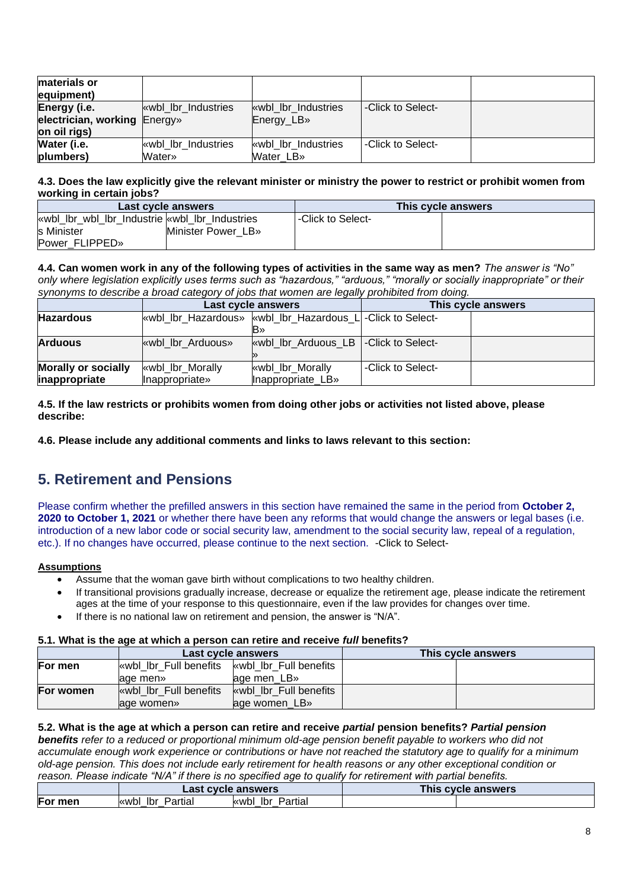| | | | | |
|---|---|---|---|---|
| **materials or equipment)** | | | | |
| **Energy (i.e. electrician, working on oil rigs)** | «wbl_lbr_Industries Energy» | «wbl_lbr_Industries Energy_LB» | -Click to Select- | |
| **Water (i.e. plumbers)** | «wbl_lbr_Industries Water» | «wbl_lbr_Industries Water_LB» | -Click to Select- | |

**4.3. Does the law explicitly give the relevant minister or ministry the power to restrict or prohibit women from working in certain jobs?**

| Last cycle answers | | This cycle answers | |
|---|---|---|---|
| «wbl_lbr_wbl_lbr_Industries Minister Power_FLIPPED» | «wbl_lbr_Industries Minister Power_LB» | -Click to Select- | |

**4.4. Can women work in any of the following types of activities in the same way as men?** *The answer is "No" only where legislation explicitly uses terms such as "hazardous," "arduous," "morally or socially inappropriate" or their synonyms to describe a broad category of jobs that women are legally prohibited from doing.*

| | Last cycle answers | | This cycle answers | |
|---|---|---|---|---|
| **Hazardous** | «wbl_lbr_Hazardous» | «wbl_lbr_Hazardous_LB» | -Click to Select- | |
| **Arduous** | «wbl_lbr_Arduous» | «wbl_lbr_Arduous_LB» | -Click to Select- | |
| **Morally or socially inappropriate** | «wbl_lbr_Morally Inappropriate» | «wbl_lbr_Morally Inappropriate_LB» | -Click to Select- | |

**4.5. If the law restricts or prohibits women from doing other jobs or activities not listed above, please describe:**

**4.6. Please include any additional comments and links to laws relevant to this section:**

## 5. Retirement and Pensions

Please confirm whether the prefilled answers in this section have remained the same in the period from **October 2, 2020 to October 1, 2021** or whether there have been any reforms that would change the answers or legal bases (i.e. introduction of a new labor code or social security law, amendment to the social security law, repeal of a regulation, etc.). If no changes have occurred, please continue to the next section. -Click to Select-

**Assumptions**

- Assume that the woman gave birth without complications to two healthy children.
- If transitional provisions gradually increase, decrease or equalize the retirement age, please indicate the retirement ages at the time of your response to this questionnaire, even if the law provides for changes over time.
- If there is no national law on retirement and pension, the answer is "N/A".

**5.1. What is the age at which a person can retire and receive *full* benefits?**

| | Last cycle answers | | This cycle answers | |
|---|---|---|---|---|
| **For men** | «wbl_lbr_Full benefits age men» | «wbl_lbr_Full benefits age men_LB» | | |
| **For women** | «wbl_lbr_Full benefits age women» | «wbl_lbr_Full benefits age women_LB» | | |

**5.2. What is the age at which a person can retire and receive *partial* pension benefits?** ***Partial pension benefits*** *refer to a reduced or proportional minimum old-age pension benefit payable to workers who did not accumulate enough work experience or contributions or have not reached the statutory age to qualify for a minimum old-age pension. This does not include early retirement for health reasons or any other exceptional condition or reason. Please indicate "N/A" if there is no specified age to qualify for retirement with partial benefits.*

| | Last cycle answers | | This cycle answers | |
|---|---|---|---|---|
| **For men** | «wbl_lbr_Partial | «wbl_lbr_Partial | | |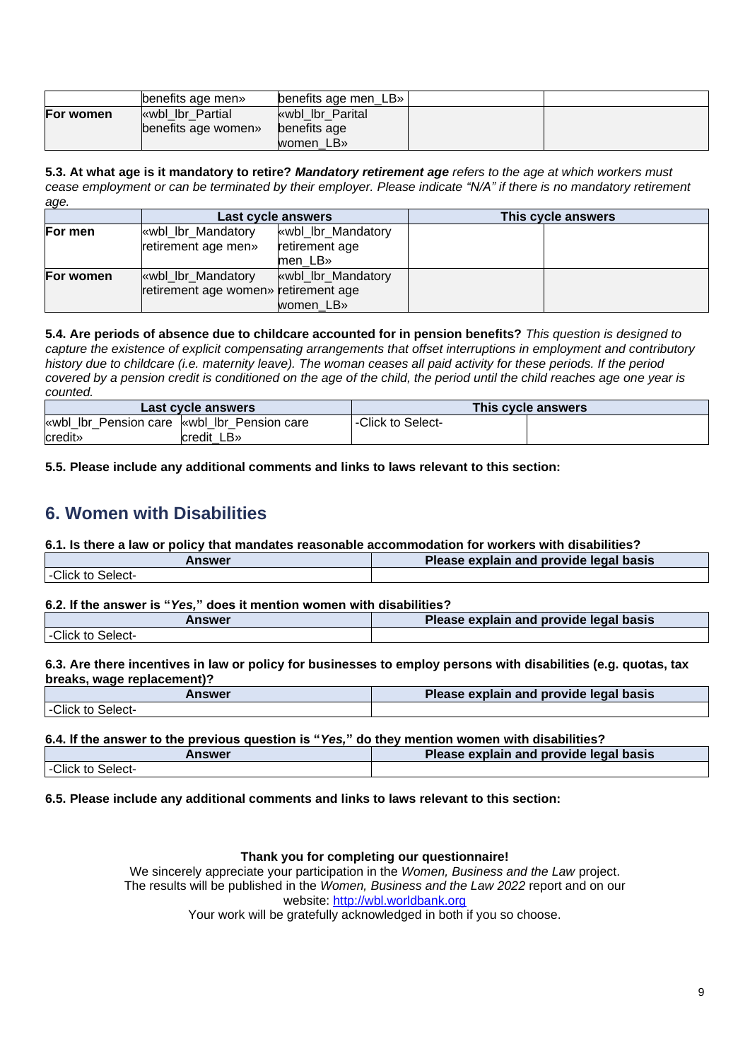| | | | | |
|---|---|---|---|---|
| | benefits age men» | benefits age men_LB» | | |
| **For women** | «wbl_lbr_Partial benefits age women» | «wbl_lbr_Parital benefits age women_LB» | | |

**5.3. At what age is it mandatory to retire?** ***Mandatory retirement age*** *refers to the age at which workers must cease employment or can be terminated by their employer. Please indicate "N/A" if there is no mandatory retirement age.*

| | Last cycle answers | | This cycle answers | |
|---|---|---|---|---|
| **For men** | «wbl_lbr_Mandatory retirement age men» | «wbl_lbr_Mandatory retirement age men_LB» | | |
| **For women** | «wbl_lbr_Mandatory retirement age women» | «wbl_lbr_Mandatory retirement age women_LB» | | |

**5.4. Are periods of absence due to childcare accounted for in pension benefits?** *This question is designed to capture the existence of explicit compensating arrangements that offset interruptions in employment and contributory history due to childcare (i.e. maternity leave). The woman ceases all paid activity for these periods. If the period covered by a pension credit is conditioned on the age of the child, the period until the child reaches age one year is counted.*

| Last cycle answers | | This cycle answers | |
|---|---|---|---|
| «wbl_lbr_Pension care credit» | «wbl_lbr_Pension care credit_LB» | -Click to Select- | |

**5.5. Please include any additional comments and links to laws relevant to this section:**

## 6. Women with Disabilities

**6.1. Is there a law or policy that mandates reasonable accommodation for workers with disabilities?**

| Answer | Please explain and provide legal basis |
|---|---|
| -Click to Select- | |

**6.2. If the answer is "*Yes,*" does it mention women with disabilities?**

| Answer | Please explain and provide legal basis |
|---|---|
| -Click to Select- | |

**6.3. Are there incentives in law or policy for businesses to employ persons with disabilities (e.g. quotas, tax breaks, wage replacement)?**

| Answer | Please explain and provide legal basis |
|---|---|
| -Click to Select- | |

**6.4. If the answer to the previous question is "*Yes,*" do they mention women with disabilities?**

| Answer | Please explain and provide legal basis |
|---|---|
| -Click to Select- | |

**6.5. Please include any additional comments and links to laws relevant to this section:**

**Thank you for completing our questionnaire!**

We sincerely appreciate your participation in the *Women, Business and the Law* project.
The results will be published in the *Women, Business and the Law 2022* report and on our website: http://wbl.worldbank.org
Your work will be gratefully acknowledged in both if you so choose.